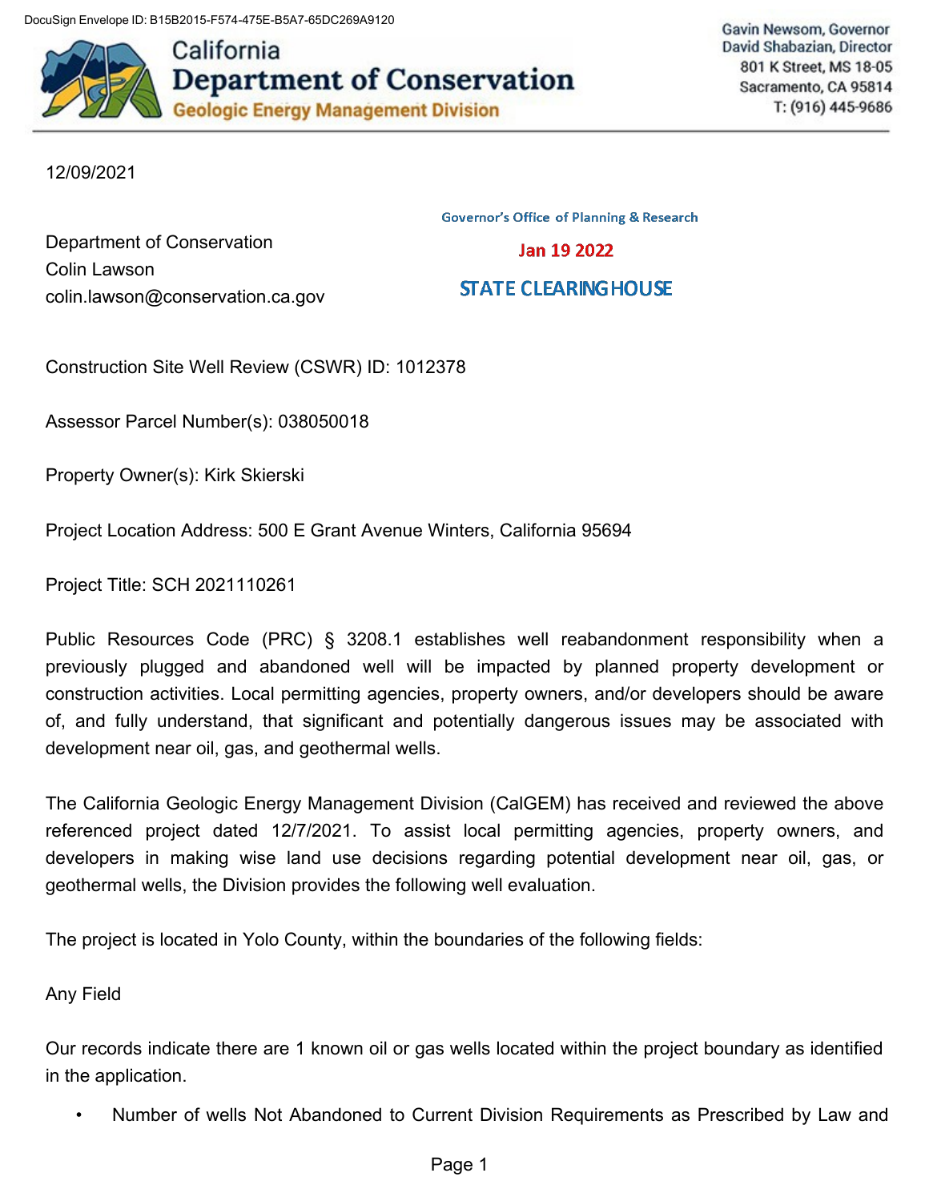DocuSign Envelope ID: B15B2015-F574-475E-B5A7-65DC269A9120

California
**Department of Conservation**
Geologic Energy Management Division

Gavin Newsom, Governor
David Shabazian, Director
801 K Street, MS 18-05
Sacramento, CA 95814
T: (916) 445-9686

12/09/2021

Governor's Office of Planning & Research

Jan 19 2022

STATE CLEARINGHOUSE

Department of Conservation
Colin Lawson
colin.lawson@conservation.ca.gov

Construction Site Well Review (CSWR) ID: 1012378

Assessor Parcel Number(s): 038050018

Property Owner(s): Kirk Skierski

Project Location Address: 500 E Grant Avenue Winters, California 95694

Project Title: SCH 2021110261

Public Resources Code (PRC) § 3208.1 establishes well reabandonment responsibility when a previously plugged and abandoned well will be impacted by planned property development or construction activities. Local permitting agencies, property owners, and/or developers should be aware of, and fully understand, that significant and potentially dangerous issues may be associated with development near oil, gas, and geothermal wells.

The California Geologic Energy Management Division (CalGEM) has received and reviewed the above referenced project dated 12/7/2021. To assist local permitting agencies, property owners, and developers in making wise land use decisions regarding potential development near oil, gas, or geothermal wells, the Division provides the following well evaluation.

The project is located in Yolo County, within the boundaries of the following fields:

Any Field

Our records indicate there are 1 known oil or gas wells located within the project boundary as identified in the application.

- Number of wells Not Abandoned to Current Division Requirements as Prescribed by Law and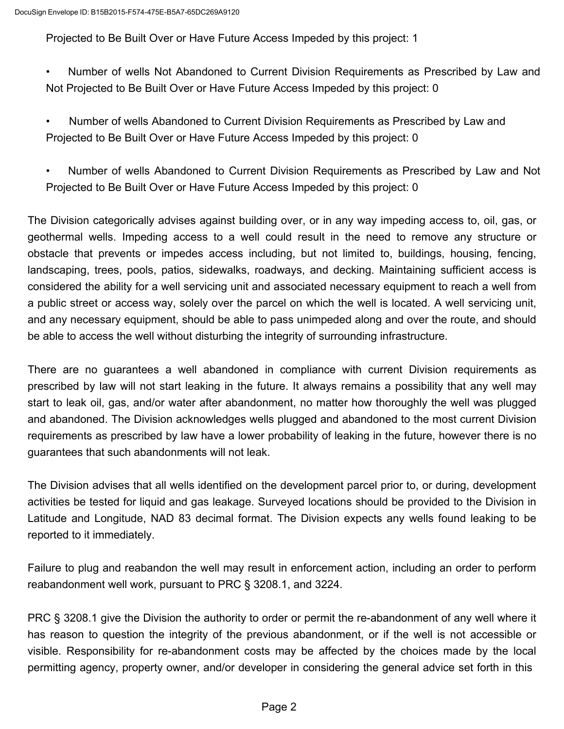Projected to Be Built Over or Have Future Access Impeded by this project: 1

- Number of wells Not Abandoned to Current Division Requirements as Prescribed by Law and Not Projected to Be Built Over or Have Future Access Impeded by this project: 0

- Number of wells Abandoned to Current Division Requirements as Prescribed by Law and Projected to Be Built Over or Have Future Access Impeded by this project: 0

- Number of wells Abandoned to Current Division Requirements as Prescribed by Law and Not Projected to Be Built Over or Have Future Access Impeded by this project: 0

The Division categorically advises against building over, or in any way impeding access to, oil, gas, or geothermal wells. Impeding access to a well could result in the need to remove any structure or obstacle that prevents or impedes access including, but not limited to, buildings, housing, fencing, landscaping, trees, pools, patios, sidewalks, roadways, and decking. Maintaining sufficient access is considered the ability for a well servicing unit and associated necessary equipment to reach a well from a public street or access way, solely over the parcel on which the well is located. A well servicing unit, and any necessary equipment, should be able to pass unimpeded along and over the route, and should be able to access the well without disturbing the integrity of surrounding infrastructure.

There are no guarantees a well abandoned in compliance with current Division requirements as prescribed by law will not start leaking in the future. It always remains a possibility that any well may start to leak oil, gas, and/or water after abandonment, no matter how thoroughly the well was plugged and abandoned. The Division acknowledges wells plugged and abandoned to the most current Division requirements as prescribed by law have a lower probability of leaking in the future, however there is no guarantees that such abandonments will not leak.

The Division advises that all wells identified on the development parcel prior to, or during, development activities be tested for liquid and gas leakage. Surveyed locations should be provided to the Division in Latitude and Longitude, NAD 83 decimal format. The Division expects any wells found leaking to be reported to it immediately.

Failure to plug and reabandon the well may result in enforcement action, including an order to perform reabandonment well work, pursuant to PRC § 3208.1, and 3224.

PRC § 3208.1 give the Division the authority to order or permit the re-abandonment of any well where it has reason to question the integrity of the previous abandonment, or if the well is not accessible or visible. Responsibility for re-abandonment costs may be affected by the choices made by the local permitting agency, property owner, and/or developer in considering the general advice set forth in this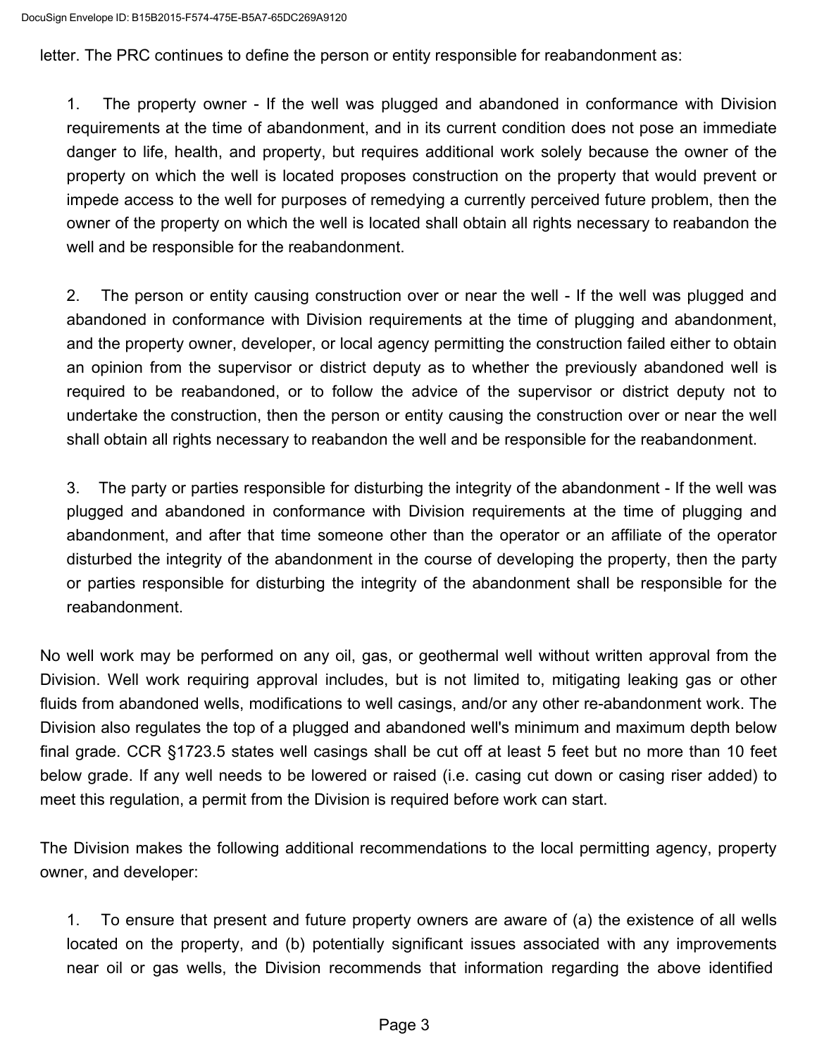letter. The PRC continues to define the person or entity responsible for reabandonment as:

1. The property owner - If the well was plugged and abandoned in conformance with Division requirements at the time of abandonment, and in its current condition does not pose an immediate danger to life, health, and property, but requires additional work solely because the owner of the property on which the well is located proposes construction on the property that would prevent or impede access to the well for purposes of remedying a currently perceived future problem, then the owner of the property on which the well is located shall obtain all rights necessary to reabandon the well and be responsible for the reabandonment.

2. The person or entity causing construction over or near the well - If the well was plugged and abandoned in conformance with Division requirements at the time of plugging and abandonment, and the property owner, developer, or local agency permitting the construction failed either to obtain an opinion from the supervisor or district deputy as to whether the previously abandoned well is required to be reabandoned, or to follow the advice of the supervisor or district deputy not to undertake the construction, then the person or entity causing the construction over or near the well shall obtain all rights necessary to reabandon the well and be responsible for the reabandonment.

3. The party or parties responsible for disturbing the integrity of the abandonment - If the well was plugged and abandoned in conformance with Division requirements at the time of plugging and abandonment, and after that time someone other than the operator or an affiliate of the operator disturbed the integrity of the abandonment in the course of developing the property, then the party or parties responsible for disturbing the integrity of the abandonment shall be responsible for the reabandonment.

No well work may be performed on any oil, gas, or geothermal well without written approval from the Division. Well work requiring approval includes, but is not limited to, mitigating leaking gas or other fluids from abandoned wells, modifications to well casings, and/or any other re-abandonment work. The Division also regulates the top of a plugged and abandoned well's minimum and maximum depth below final grade. CCR §1723.5 states well casings shall be cut off at least 5 feet but no more than 10 feet below grade. If any well needs to be lowered or raised (i.e. casing cut down or casing riser added) to meet this regulation, a permit from the Division is required before work can start.

The Division makes the following additional recommendations to the local permitting agency, property owner, and developer:

1. To ensure that present and future property owners are aware of (a) the existence of all wells located on the property, and (b) potentially significant issues associated with any improvements near oil or gas wells, the Division recommends that information regarding the above identified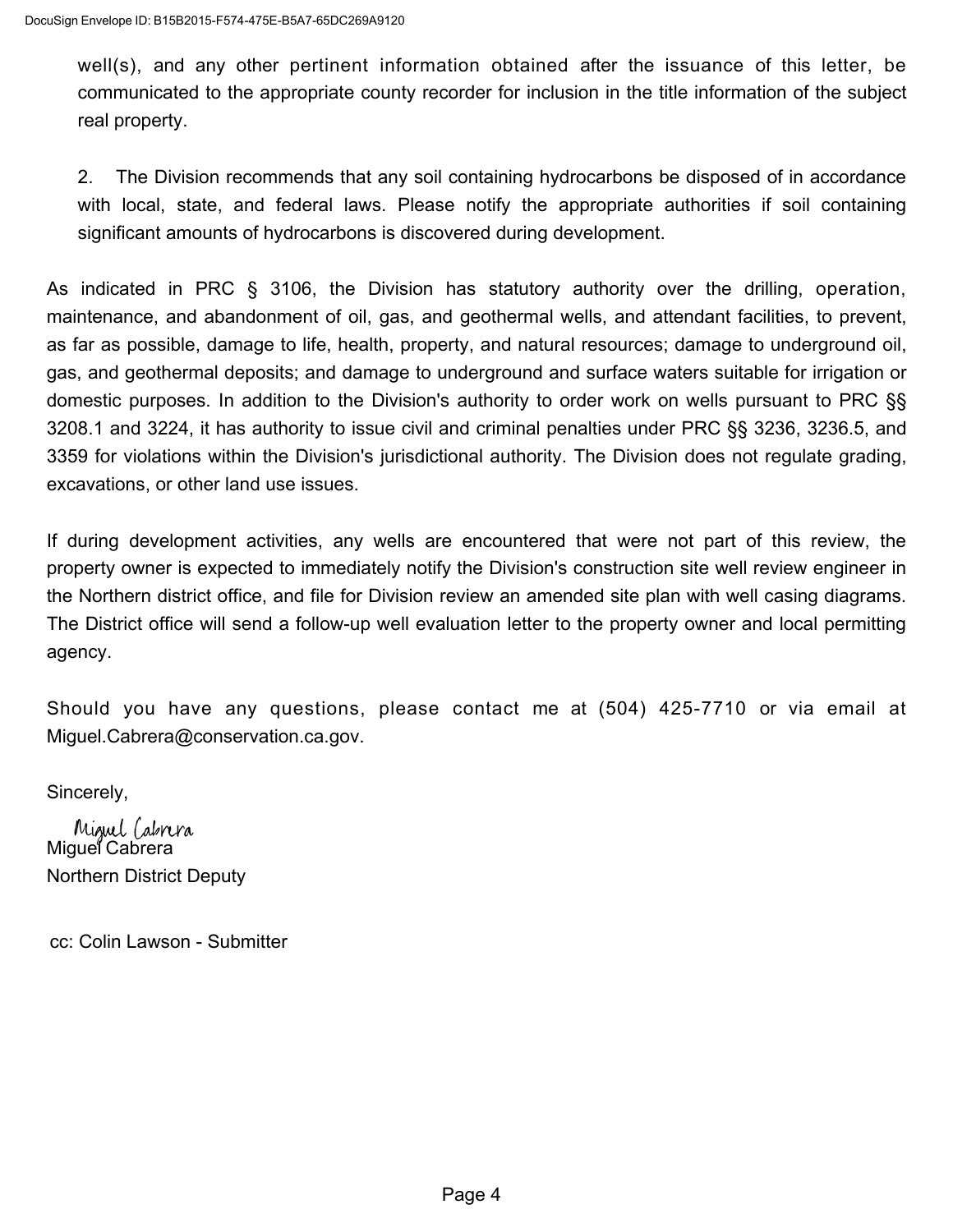well(s), and any other pertinent information obtained after the issuance of this letter, be communicated to the appropriate county recorder for inclusion in the title information of the subject real property.

2. The Division recommends that any soil containing hydrocarbons be disposed of in accordance with local, state, and federal laws. Please notify the appropriate authorities if soil containing significant amounts of hydrocarbons is discovered during development.

As indicated in PRC § 3106, the Division has statutory authority over the drilling, operation, maintenance, and abandonment of oil, gas, and geothermal wells, and attendant facilities, to prevent, as far as possible, damage to life, health, property, and natural resources; damage to underground oil, gas, and geothermal deposits; and damage to underground and surface waters suitable for irrigation or domestic purposes. In addition to the Division's authority to order work on wells pursuant to PRC §§ 3208.1 and 3224, it has authority to issue civil and criminal penalties under PRC §§ 3236, 3236.5, and 3359 for violations within the Division's jurisdictional authority. The Division does not regulate grading, excavations, or other land use issues.

If during development activities, any wells are encountered that were not part of this review, the property owner is expected to immediately notify the Division's construction site well review engineer in the Northern district office, and file for Division review an amended site plan with well casing diagrams. The District office will send a follow-up well evaluation letter to the property owner and local permitting agency.

Should you have any questions, please contact me at (504) 425-7710 or via email at Miguel.Cabrera@conservation.ca.gov.

Sincerely,

Miguel Cabrera

Miguel Cabrera
Northern District Deputy

cc: Colin Lawson - Submitter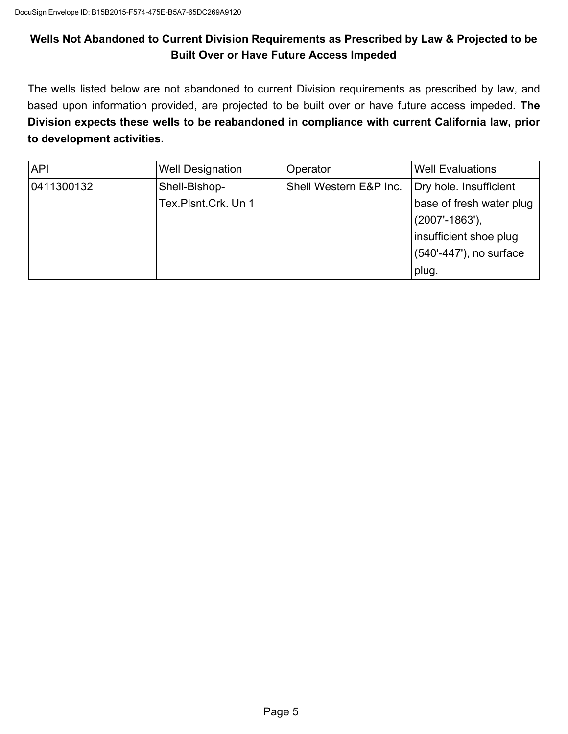## Wells Not Abandoned to Current Division Requirements as Prescribed by Law & Projected to be Built Over or Have Future Access Impeded

The wells listed below are not abandoned to current Division requirements as prescribed by law, and based upon information provided, are projected to be built over or have future access impeded. **The Division expects these wells to be reabandoned in compliance with current California law, prior to development activities.**

| API | Well Designation | Operator | Well Evaluations |
|---|---|---|---|
| 0411300132 | Shell-Bishop-Tex.Plsnt.Crk. Un 1 | Shell Western E&P Inc. | Dry hole. Insufficient base of fresh water plug (2007'-1863'), insufficient shoe plug (540'-447'), no surface plug. |